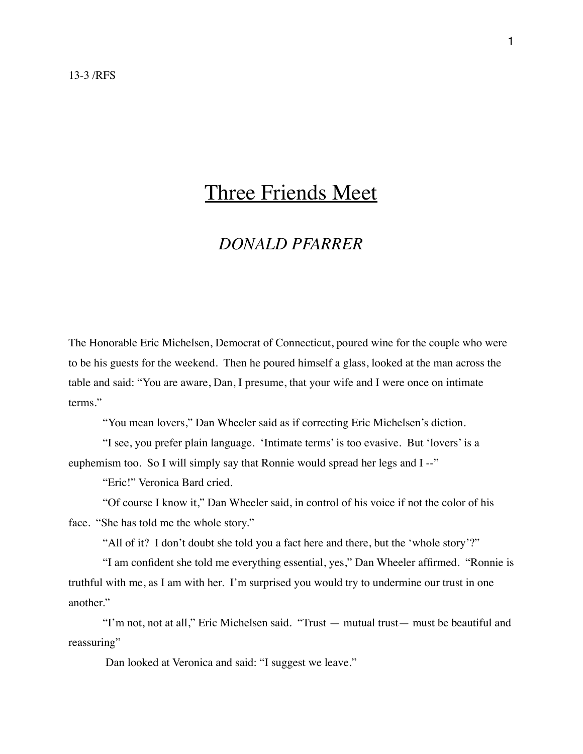13-3 /RFS

# Three Friends Meet

## *DONALD PFARRER*

The Honorable Eric Michelsen, Democrat of Connecticut, poured wine for the couple who were to be his guests for the weekend. Then he poured himself a glass, looked at the man across the table and said: “You are aware, Dan, I presume, that your wife and I were once on intimate terms.”

“You mean lovers,” Dan Wheeler said as if correcting Eric Michelsen’s diction.

“I see, you prefer plain language. ‘Intimate terms’ is too evasive. But ‘lovers’ is a euphemism too. So I will simply say that Ronnie would spread her legs and I --”

“Eric!” Veronica Bard cried.

“Of course I know it,” Dan Wheeler said, in control of his voice if not the color of his face. “She has told me the whole story.”

“All of it? I don’t doubt she told you a fact here and there, but the ‘whole story’?”

“I am confident she told me everything essential, yes,” Dan Wheeler affirmed. “Ronnie is truthful with me, as I am with her. I’m surprised you would try to undermine our trust in one another.”

“I’m not, not at all,” Eric Michelsen said. “Trust — mutual trust— must be beautiful and reassuring”

Dan looked at Veronica and said: “I suggest we leave.”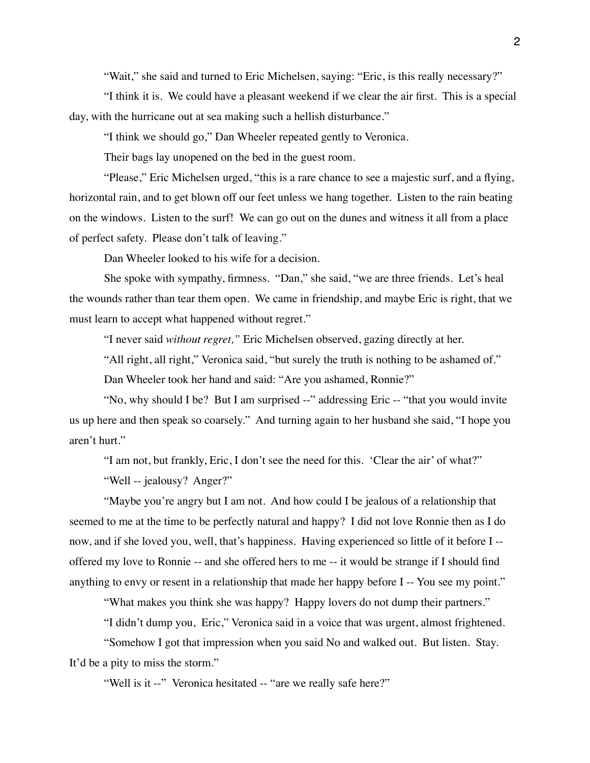"Wait," she said and turned to Eric Michelsen, saying: "Eric, is this really necessary?"

"I think it is. We could have a pleasant weekend if we clear the air first. This is a special day, with the hurricane out at sea making such a hellish disturbance."

"I think we should go," Dan Wheeler repeated gently to Veronica.

Their bags lay unopened on the bed in the guest room.

"Please," Eric Michelsen urged, "this is a rare chance to see a majestic surf, and a flying, horizontal rain, and to get blown off our feet unless we hang together. Listen to the rain beating on the windows. Listen to the surf! We can go out on the dunes and witness it all from a place of perfect safety. Please don't talk of leaving."

Dan Wheeler looked to his wife for a decision.

She spoke with sympathy, firmness. "Dan," she said, "we are three friends. Let's heal the wounds rather than tear them open. We came in friendship, and maybe Eric is right, that we must learn to accept what happened without regret."

"I never said *without regret,"* Eric Michelsen observed, gazing directly at her.

"All right, all right," Veronica said, "but surely the truth is nothing to be ashamed of."

Dan Wheeler took her hand and said: "Are you ashamed, Ronnie?"

"No, why should I be? But I am surprised --" addressing Eric -- "that you would invite us up here and then speak so coarsely." And turning again to her husband she said, "I hope you aren't hurt."

"I am not, but frankly, Eric, I don't see the need for this. 'Clear the air' of what?"

"Well -- jealousy? Anger?"

"Maybe you're angry but I am not. And how could I be jealous of a relationship that seemed to me at the time to be perfectly natural and happy? I did not love Ronnie then as I do now, and if she loved you, well, that's happiness. Having experienced so little of it before I -- offered my love to Ronnie -- and she offered hers to me -- it would be strange if I should find anything to envy or resent in a relationship that made her happy before I -- You see my point."

"What makes you think she was happy? Happy lovers do not dump their partners."

"I didn't dump you, Eric," Veronica said in a voice that was urgent, almost frightened.

"Somehow I got that impression when you said No and walked out. But listen. Stay. It'd be a pity to miss the storm."

"Well is it --" Veronica hesitated -- "are we really safe here?"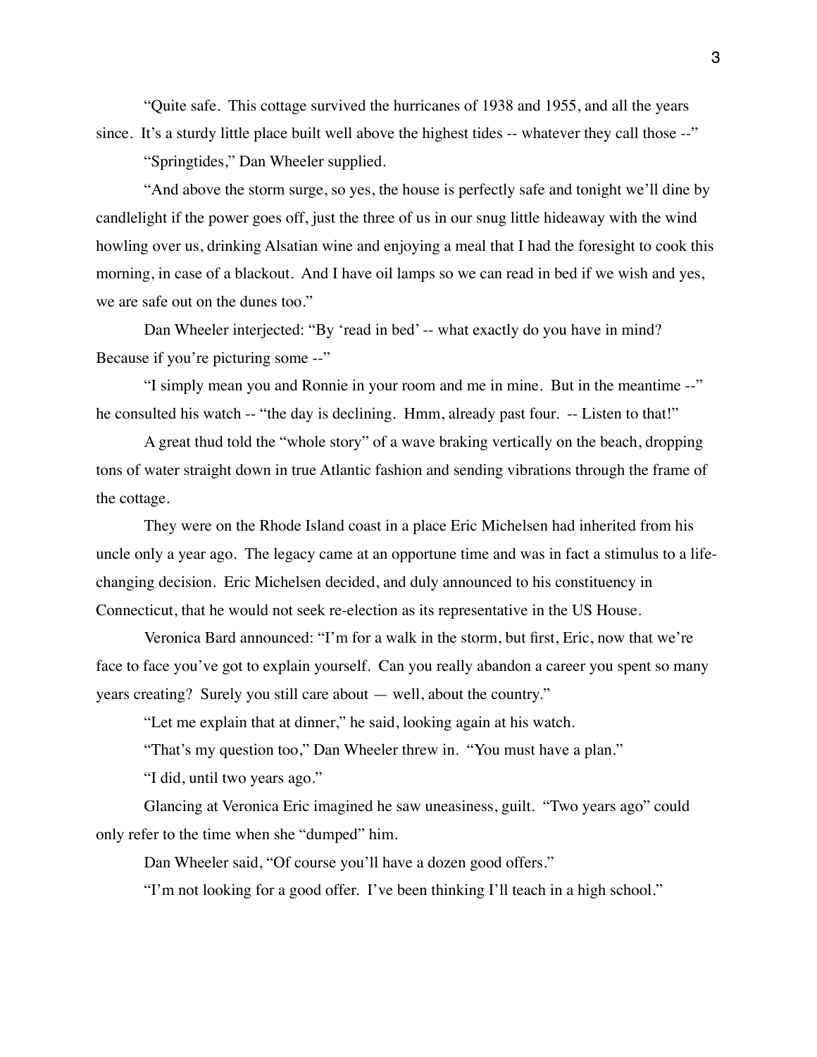"Quite safe. This cottage survived the hurricanes of 1938 and 1955, and all the years since. It's a sturdy little place built well above the highest tides -- whatever they call those --"

"Springtides," Dan Wheeler supplied.

"And above the storm surge, so yes, the house is perfectly safe and tonight we'll dine by candlelight if the power goes off, just the three of us in our snug little hideaway with the wind howling over us, drinking Alsatian wine and enjoying a meal that I had the foresight to cook this morning, in case of a blackout. And I have oil lamps so we can read in bed if we wish and yes, we are safe out on the dunes too."

Dan Wheeler interjected: "By 'read in bed' -- what exactly do you have in mind? Because if you're picturing some --"

"I simply mean you and Ronnie in your room and me in mine. But in the meantime --" he consulted his watch -- "the day is declining. Hmm, already past four. -- Listen to that!"

A great thud told the "whole story" of a wave braking vertically on the beach, dropping tons of water straight down in true Atlantic fashion and sending vibrations through the frame of the cottage.

They were on the Rhode Island coast in a place Eric Michelsen had inherited from his uncle only a year ago. The legacy came at an opportune time and was in fact a stimulus to a life-changing decision. Eric Michelsen decided, and duly announced to his constituency in Connecticut, that he would not seek re-election as its representative in the US House.

Veronica Bard announced: "I'm for a walk in the storm, but first, Eric, now that we're face to face you've got to explain yourself. Can you really abandon a career you spent so many years creating? Surely you still care about — well, about the country."

"Let me explain that at dinner," he said, looking again at his watch.

"That's my question too," Dan Wheeler threw in. "You must have a plan."

"I did, until two years ago."

Glancing at Veronica Eric imagined he saw uneasiness, guilt. "Two years ago" could only refer to the time when she "dumped" him.

Dan Wheeler said, "Of course you'll have a dozen good offers."

"I'm not looking for a good offer. I've been thinking I'll teach in a high school."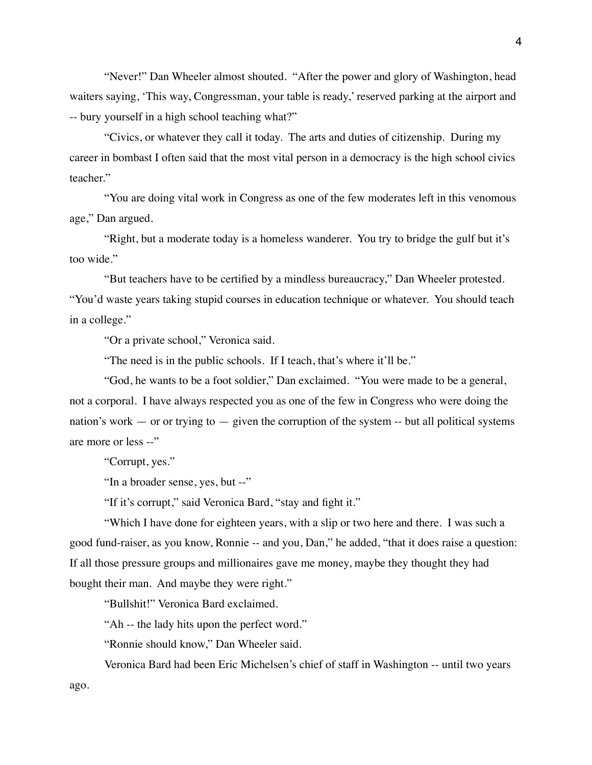"Never!" Dan Wheeler almost shouted. "After the power and glory of Washington, head waiters saying, 'This way, Congressman, your table is ready,' reserved parking at the airport and -- bury yourself in a high school teaching what?"

"Civics, or whatever they call it today. The arts and duties of citizenship. During my career in bombast I often said that the most vital person in a democracy is the high school civics teacher."

"You are doing vital work in Congress as one of the few moderates left in this venomous age," Dan argued.

"Right, but a moderate today is a homeless wanderer. You try to bridge the gulf but it's too wide."

"But teachers have to be certified by a mindless bureaucracy," Dan Wheeler protested. "You'd waste years taking stupid courses in education technique or whatever. You should teach in a college."

"Or a private school," Veronica said.

"The need is in the public schools. If I teach, that's where it'll be."

"God, he wants to be a foot soldier," Dan exclaimed. "You were made to be a general, not a corporal. I have always respected you as one of the few in Congress who were doing the nation's work — or or trying to — given the corruption of the system -- but all political systems are more or less --"

"Corrupt, yes."

"In a broader sense, yes, but --"

"If it's corrupt," said Veronica Bard, "stay and fight it."

"Which I have done for eighteen years, with a slip or two here and there. I was such a good fund-raiser, as you know, Ronnie -- and you, Dan," he added, "that it does raise a question: If all those pressure groups and millionaires gave me money, maybe they thought they had bought their man. And maybe they were right."

"Bullshit!" Veronica Bard exclaimed.

"Ah -- the lady hits upon the perfect word."

"Ronnie should know," Dan Wheeler said.

Veronica Bard had been Eric Michelsen's chief of staff in Washington -- until two years ago.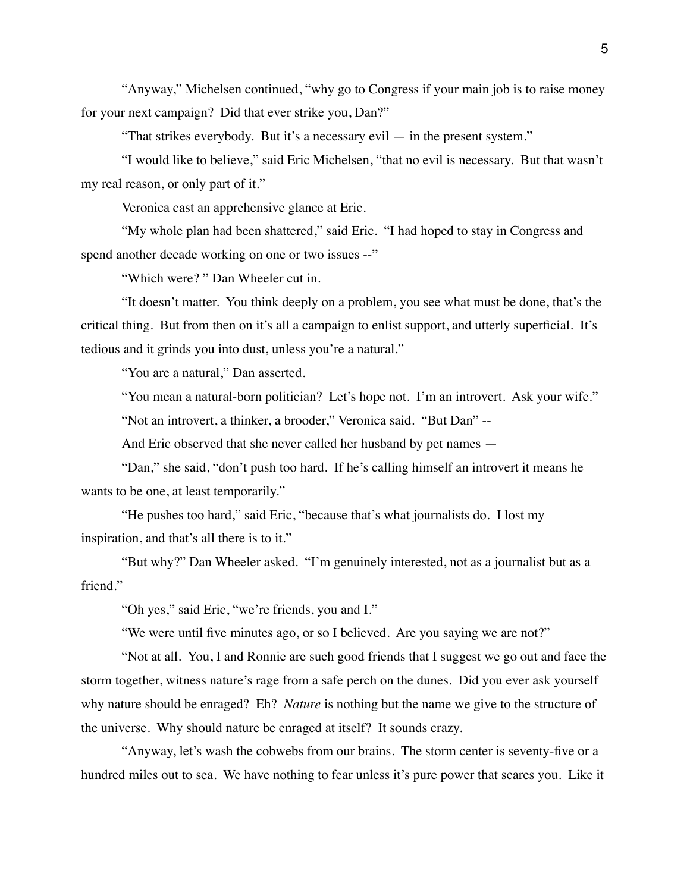"Anyway," Michelsen continued, "why go to Congress if your main job is to raise money for your next campaign? Did that ever strike you, Dan?"

"That strikes everybody. But it's a necessary evil — in the present system."

"I would like to believe," said Eric Michelsen, "that no evil is necessary. But that wasn't my real reason, or only part of it."

Veronica cast an apprehensive glance at Eric.

"My whole plan had been shattered," said Eric. "I had hoped to stay in Congress and spend another decade working on one or two issues --"

"Which were? " Dan Wheeler cut in.

"It doesn't matter. You think deeply on a problem, you see what must be done, that's the critical thing. But from then on it's all a campaign to enlist support, and utterly superficial. It's tedious and it grinds you into dust, unless you're a natural."

"You are a natural," Dan asserted.

"You mean a natural-born politician? Let's hope not. I'm an introvert. Ask your wife."

"Not an introvert, a thinker, a brooder," Veronica said. "But Dan" --

And Eric observed that she never called her husband by pet names —

"Dan," she said, "don't push too hard. If he's calling himself an introvert it means he wants to be one, at least temporarily."

"He pushes too hard," said Eric, "because that's what journalists do. I lost my inspiration, and that's all there is to it."

"But why?" Dan Wheeler asked. "I'm genuinely interested, not as a journalist but as a friend."

"Oh yes," said Eric, "we're friends, you and I."

"We were until five minutes ago, or so I believed. Are you saying we are not?"

"Not at all. You, I and Ronnie are such good friends that I suggest we go out and face the storm together, witness nature's rage from a safe perch on the dunes. Did you ever ask yourself why nature should be enraged? Eh? *Nature* is nothing but the name we give to the structure of the universe. Why should nature be enraged at itself? It sounds crazy.

"Anyway, let's wash the cobwebs from our brains. The storm center is seventy-five or a hundred miles out to sea. We have nothing to fear unless it's pure power that scares you. Like it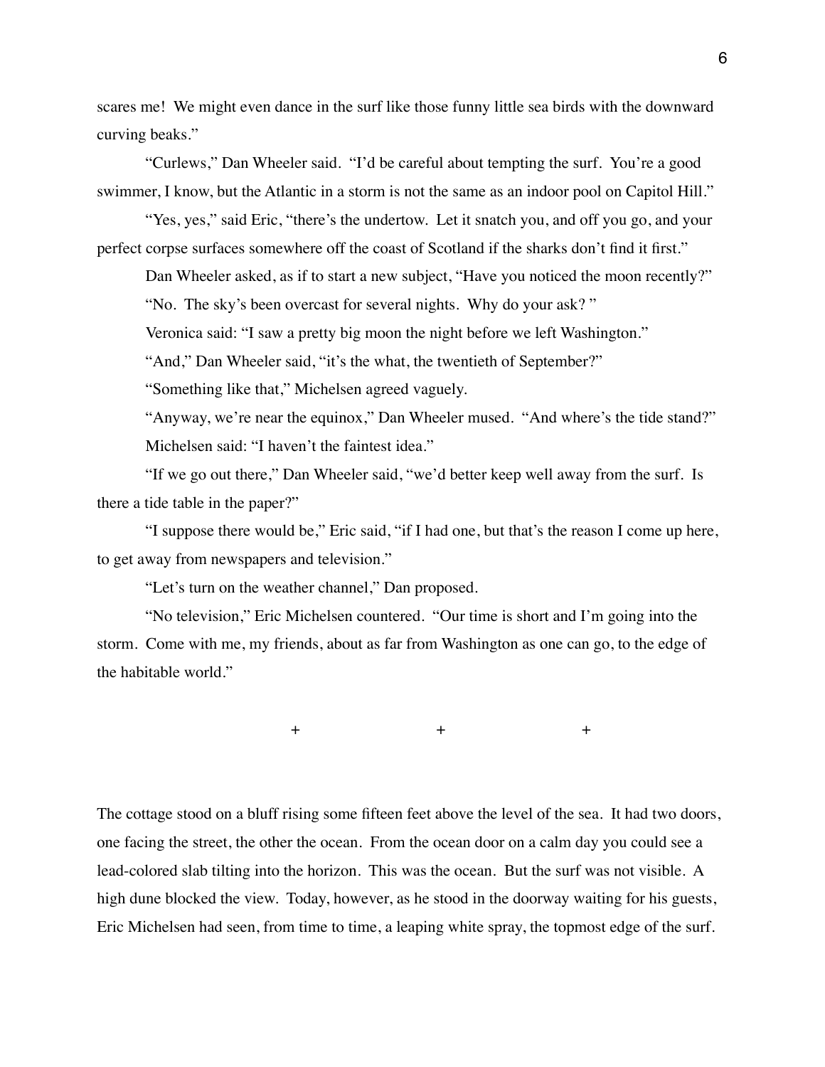scares me! We might even dance in the surf like those funny little sea birds with the downward curving beaks."

"Curlews," Dan Wheeler said. "I'd be careful about tempting the surf. You're a good swimmer, I know, but the Atlantic in a storm is not the same as an indoor pool on Capitol Hill."

"Yes, yes," said Eric, "there's the undertow. Let it snatch you, and off you go, and your perfect corpse surfaces somewhere off the coast of Scotland if the sharks don't find it first."

Dan Wheeler asked, as if to start a new subject, "Have you noticed the moon recently?"

"No. The sky's been overcast for several nights. Why do your ask? "

Veronica said: "I saw a pretty big moon the night before we left Washington."

"And," Dan Wheeler said, "it's the what, the twentieth of September?"

"Something like that," Michelsen agreed vaguely.

"Anyway, we're near the equinox," Dan Wheeler mused. "And where's the tide stand?"

Michelsen said: "I haven't the faintest idea."

"If we go out there," Dan Wheeler said, "we'd better keep well away from the surf. Is there a tide table in the paper?"

"I suppose there would be," Eric said, "if I had one, but that's the reason I come up here, to get away from newspapers and television."

"Let's turn on the weather channel," Dan proposed.

"No television," Eric Michelsen countered. "Our time is short and I'm going into the storm. Come with me, my friends, about as far from Washington as one can go, to the edge of the habitable world."

\+ \+ \+

The cottage stood on a bluff rising some fifteen feet above the level of the sea. It had two doors, one facing the street, the other the ocean. From the ocean door on a calm day you could see a lead-colored slab tilting into the horizon. This was the ocean. But the surf was not visible. A high dune blocked the view. Today, however, as he stood in the doorway waiting for his guests, Eric Michelsen had seen, from time to time, a leaping white spray, the topmost edge of the surf.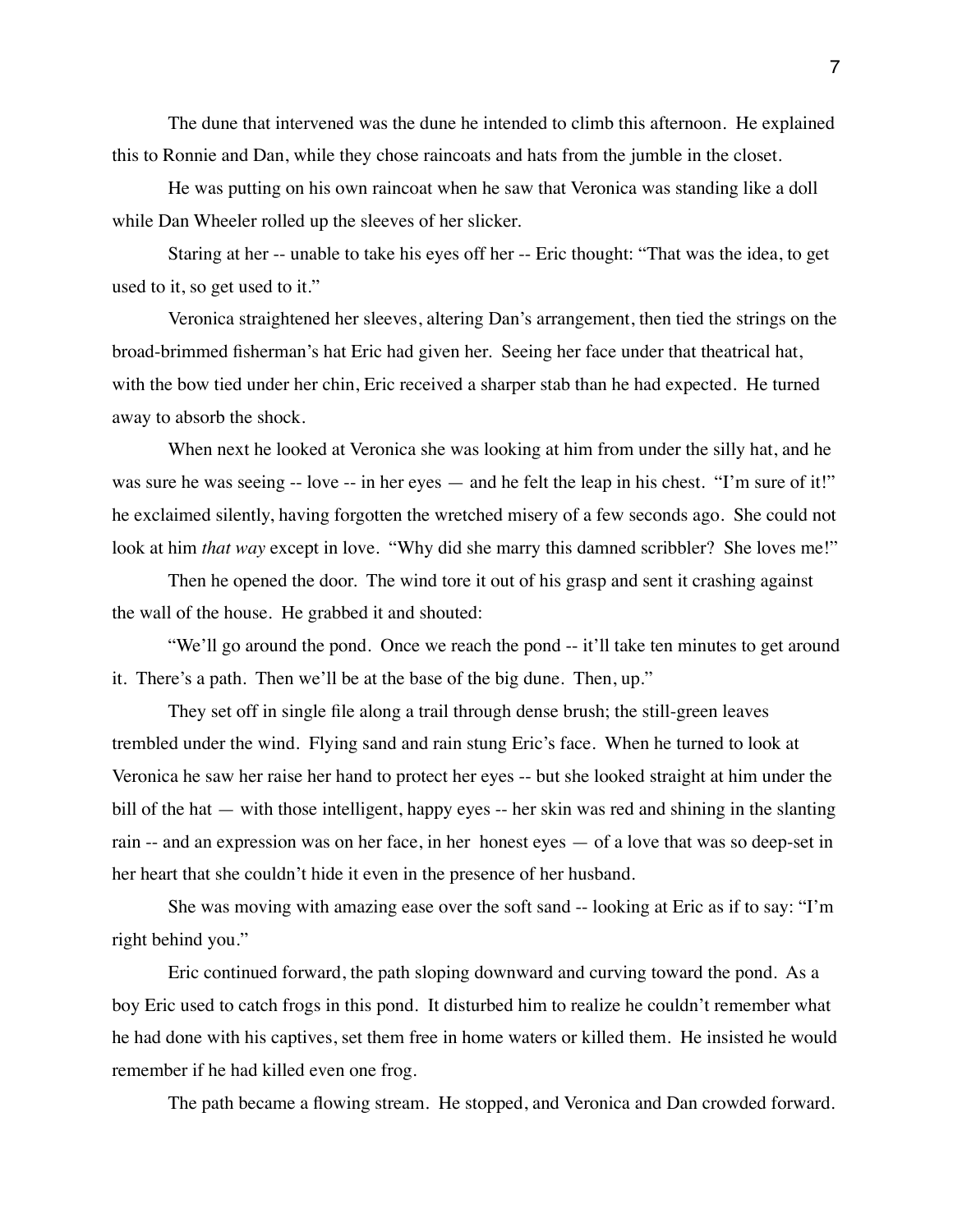The dune that intervened was the dune he intended to climb this afternoon. He explained this to Ronnie and Dan, while they chose raincoats and hats from the jumble in the closet.

He was putting on his own raincoat when he saw that Veronica was standing like a doll while Dan Wheeler rolled up the sleeves of her slicker.

Staring at her -- unable to take his eyes off her -- Eric thought: "That was the idea, to get used to it, so get used to it."

Veronica straightened her sleeves, altering Dan's arrangement, then tied the strings on the broad-brimmed fisherman's hat Eric had given her. Seeing her face under that theatrical hat, with the bow tied under her chin, Eric received a sharper stab than he had expected. He turned away to absorb the shock.

When next he looked at Veronica she was looking at him from under the silly hat, and he was sure he was seeing -- love -- in her eyes — and he felt the leap in his chest. "I'm sure of it!" he exclaimed silently, having forgotten the wretched misery of a few seconds ago. She could not look at him *that way* except in love. "Why did she marry this damned scribbler? She loves me!"

Then he opened the door. The wind tore it out of his grasp and sent it crashing against the wall of the house. He grabbed it and shouted:

"We'll go around the pond. Once we reach the pond -- it'll take ten minutes to get around it. There's a path. Then we'll be at the base of the big dune. Then, up."

They set off in single file along a trail through dense brush; the still-green leaves trembled under the wind. Flying sand and rain stung Eric's face. When he turned to look at Veronica he saw her raise her hand to protect her eyes -- but she looked straight at him under the bill of the hat — with those intelligent, happy eyes -- her skin was red and shining in the slanting rain -- and an expression was on her face, in her honest eyes — of a love that was so deep-set in her heart that she couldn't hide it even in the presence of her husband.

She was moving with amazing ease over the soft sand -- looking at Eric as if to say: "I'm right behind you."

Eric continued forward, the path sloping downward and curving toward the pond. As a boy Eric used to catch frogs in this pond. It disturbed him to realize he couldn't remember what he had done with his captives, set them free in home waters or killed them. He insisted he would remember if he had killed even one frog.

The path became a flowing stream. He stopped, and Veronica and Dan crowded forward.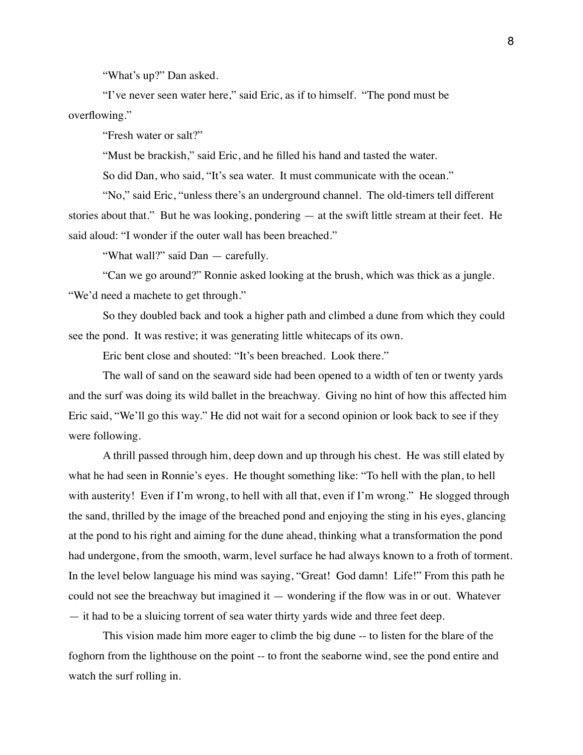"What's up?" Dan asked.

"I've never seen water here," said Eric, as if to himself. "The pond must be overflowing."

"Fresh water or salt?"

"Must be brackish," said Eric, and he filled his hand and tasted the water.

So did Dan, who said, "It's sea water. It must communicate with the ocean."

"No," said Eric, "unless there's an underground channel. The old-timers tell different stories about that." But he was looking, pondering — at the swift little stream at their feet. He said aloud: "I wonder if the outer wall has been breached."

"What wall?" said Dan — carefully.

"Can we go around?" Ronnie asked looking at the brush, which was thick as a jungle. "We'd need a machete to get through."

So they doubled back and took a higher path and climbed a dune from which they could see the pond. It was restive; it was generating little whitecaps of its own.

Eric bent close and shouted: "It's been breached. Look there."

The wall of sand on the seaward side had been opened to a width of ten or twenty yards and the surf was doing its wild ballet in the breachway. Giving no hint of how this affected him Eric said, "We'll go this way." He did not wait for a second opinion or look back to see if they were following.

A thrill passed through him, deep down and up through his chest. He was still elated by what he had seen in Ronnie's eyes. He thought something like: "To hell with the plan, to hell with austerity! Even if I'm wrong, to hell with all that, even if I'm wrong." He slogged through the sand, thrilled by the image of the breached pond and enjoying the sting in his eyes, glancing at the pond to his right and aiming for the dune ahead, thinking what a transformation the pond had undergone, from the smooth, warm, level surface he had always known to a froth of torment. In the level below language his mind was saying, "Great! God damn! Life!" From this path he could not see the breachway but imagined it — wondering if the flow was in or out. Whatever — it had to be a sluicing torrent of sea water thirty yards wide and three feet deep.

This vision made him more eager to climb the big dune -- to listen for the blare of the foghorn from the lighthouse on the point -- to front the seaborne wind, see the pond entire and watch the surf rolling in.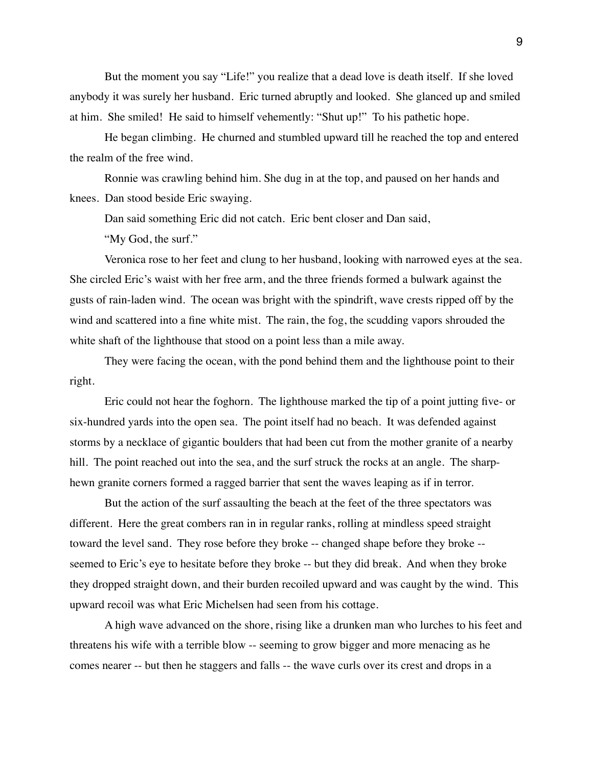But the moment you say "Life!" you realize that a dead love is death itself. If she loved anybody it was surely her husband. Eric turned abruptly and looked. She glanced up and smiled at him. She smiled! He said to himself vehemently: "Shut up!" To his pathetic hope.

He began climbing. He churned and stumbled upward till he reached the top and entered the realm of the free wind.

Ronnie was crawling behind him. She dug in at the top, and paused on her hands and knees. Dan stood beside Eric swaying.

Dan said something Eric did not catch. Eric bent closer and Dan said,

"My God, the surf."

Veronica rose to her feet and clung to her husband, looking with narrowed eyes at the sea. She circled Eric's waist with her free arm, and the three friends formed a bulwark against the gusts of rain-laden wind. The ocean was bright with the spindrift, wave crests ripped off by the wind and scattered into a fine white mist. The rain, the fog, the scudding vapors shrouded the white shaft of the lighthouse that stood on a point less than a mile away.

They were facing the ocean, with the pond behind them and the lighthouse point to their right.

Eric could not hear the foghorn. The lighthouse marked the tip of a point jutting five- or six-hundred yards into the open sea. The point itself had no beach. It was defended against storms by a necklace of gigantic boulders that had been cut from the mother granite of a nearby hill. The point reached out into the sea, and the surf struck the rocks at an angle. The sharp-hewn granite corners formed a ragged barrier that sent the waves leaping as if in terror.

But the action of the surf assaulting the beach at the feet of the three spectators was different. Here the great combers ran in in regular ranks, rolling at mindless speed straight toward the level sand. They rose before they broke -- changed shape before they broke -- seemed to Eric's eye to hesitate before they broke -- but they did break. And when they broke they dropped straight down, and their burden recoiled upward and was caught by the wind. This upward recoil was what Eric Michelsen had seen from his cottage.

A high wave advanced on the shore, rising like a drunken man who lurches to his feet and threatens his wife with a terrible blow -- seeming to grow bigger and more menacing as he comes nearer -- but then he staggers and falls -- the wave curls over its crest and drops in a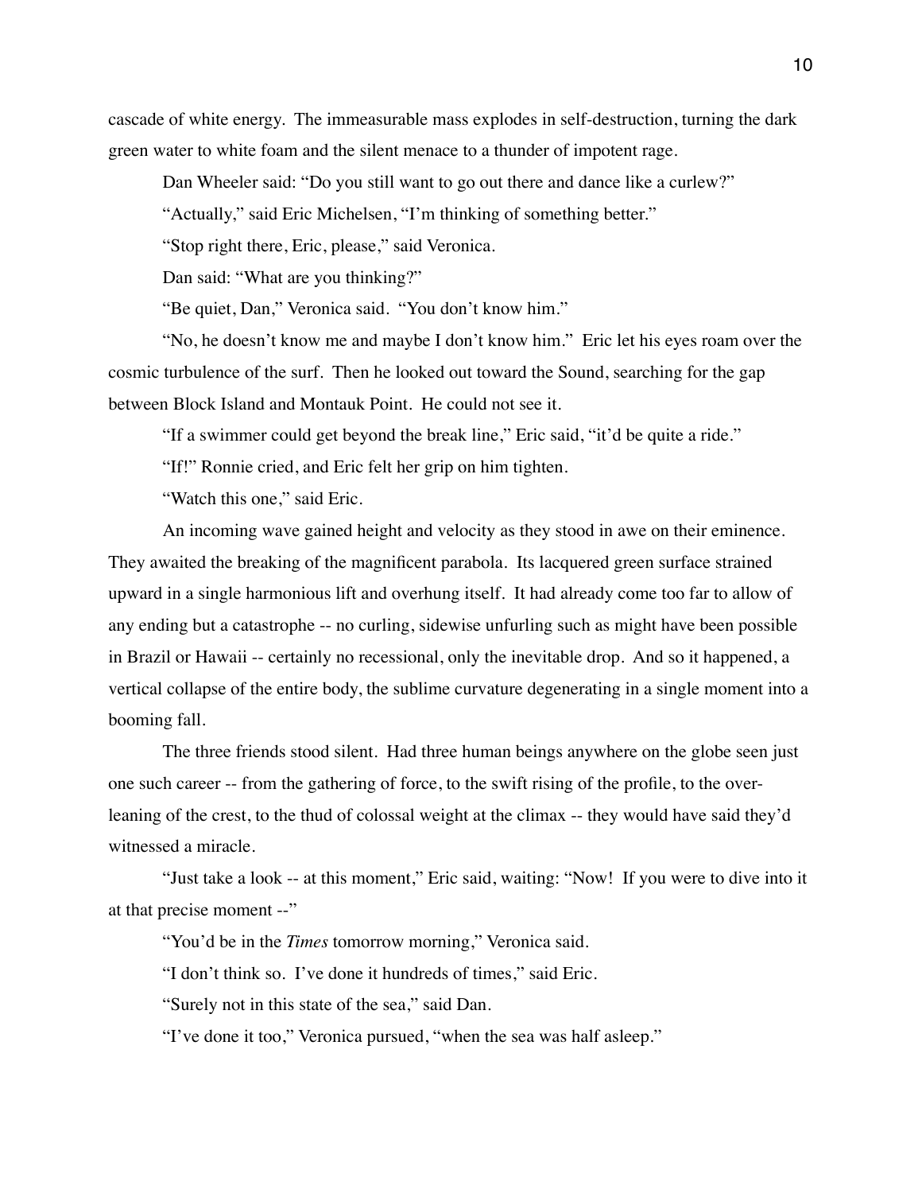cascade of white energy. The immeasurable mass explodes in self-destruction, turning the dark green water to white foam and the silent menace to a thunder of impotent rage.

Dan Wheeler said: "Do you still want to go out there and dance like a curlew?"

"Actually," said Eric Michelsen, "I'm thinking of something better."

"Stop right there, Eric, please," said Veronica.

Dan said: "What are you thinking?"

"Be quiet, Dan," Veronica said. "You don't know him."

"No, he doesn't know me and maybe I don't know him." Eric let his eyes roam over the cosmic turbulence of the surf. Then he looked out toward the Sound, searching for the gap between Block Island and Montauk Point. He could not see it.

"If a swimmer could get beyond the break line," Eric said, "it'd be quite a ride."

"If!" Ronnie cried, and Eric felt her grip on him tighten.

"Watch this one," said Eric.

An incoming wave gained height and velocity as they stood in awe on their eminence. They awaited the breaking of the magnificent parabola. Its lacquered green surface strained upward in a single harmonious lift and overhung itself. It had already come too far to allow of any ending but a catastrophe -- no curling, sidewise unfurling such as might have been possible in Brazil or Hawaii -- certainly no recessional, only the inevitable drop. And so it happened, a vertical collapse of the entire body, the sublime curvature degenerating in a single moment into a booming fall.

The three friends stood silent. Had three human beings anywhere on the globe seen just one such career -- from the gathering of force, to the swift rising of the profile, to the over-leaning of the crest, to the thud of colossal weight at the climax -- they would have said they'd witnessed a miracle.

"Just take a look -- at this moment," Eric said, waiting: "Now! If you were to dive into it at that precise moment --"

"You'd be in the *Times* tomorrow morning," Veronica said.

"I don't think so. I've done it hundreds of times," said Eric.

"Surely not in this state of the sea," said Dan.

"I've done it too," Veronica pursued, "when the sea was half asleep."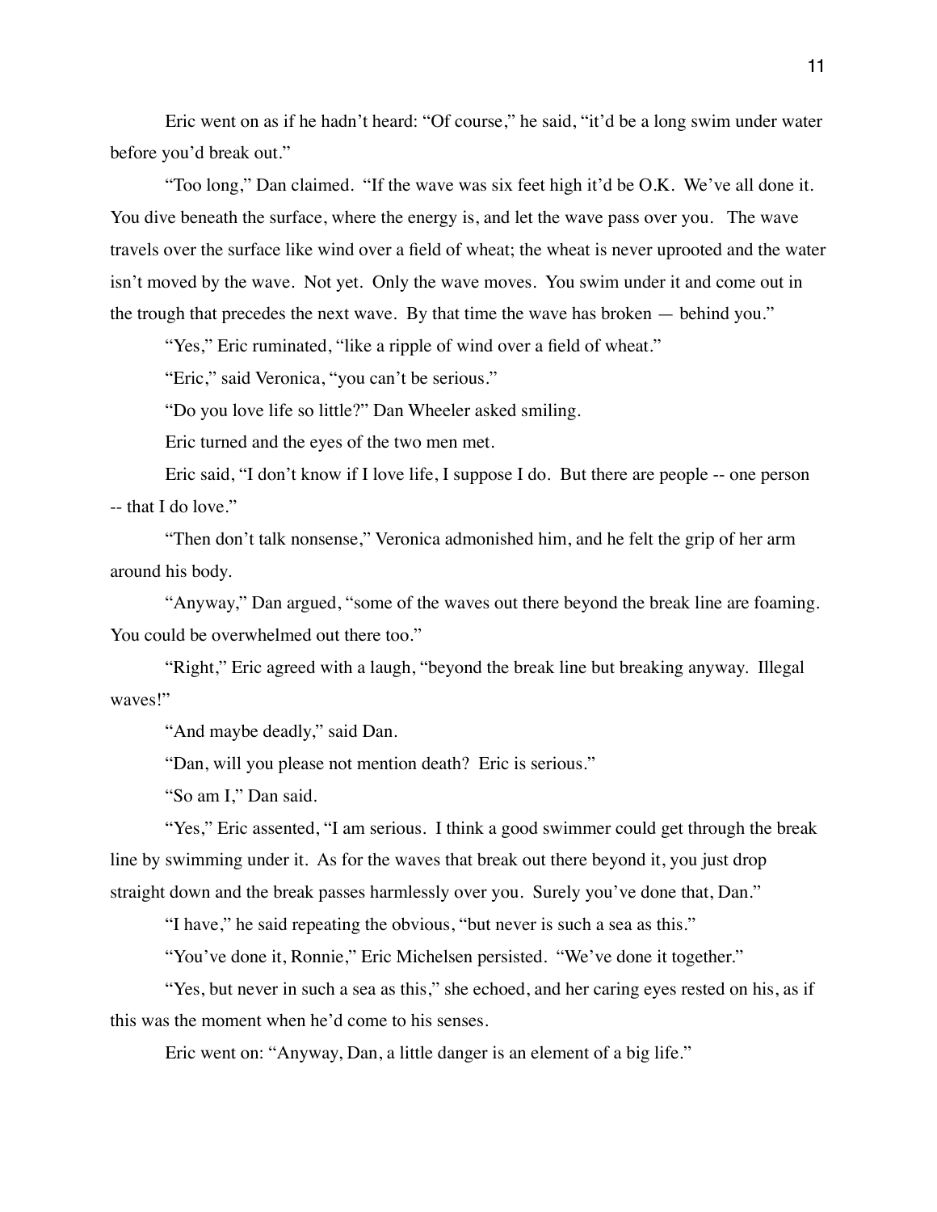Eric went on as if he hadn't heard: "Of course," he said, "it'd be a long swim under water before you'd break out."

"Too long," Dan claimed. "If the wave was six feet high it'd be O.K. We've all done it. You dive beneath the surface, where the energy is, and let the wave pass over you. The wave travels over the surface like wind over a field of wheat; the wheat is never uprooted and the water isn't moved by the wave. Not yet. Only the wave moves. You swim under it and come out in the trough that precedes the next wave. By that time the wave has broken — behind you."

"Yes," Eric ruminated, "like a ripple of wind over a field of wheat."

"Eric," said Veronica, "you can't be serious."

"Do you love life so little?" Dan Wheeler asked smiling.

Eric turned and the eyes of the two men met.

Eric said, "I don't know if I love life, I suppose I do. But there are people -- one person -- that I do love."

"Then don't talk nonsense," Veronica admonished him, and he felt the grip of her arm around his body.

"Anyway," Dan argued, "some of the waves out there beyond the break line are foaming. You could be overwhelmed out there too."

"Right," Eric agreed with a laugh, "beyond the break line but breaking anyway. Illegal waves!"

"And maybe deadly," said Dan.

"Dan, will you please not mention death? Eric is serious."

"So am I," Dan said.

"Yes," Eric assented, "I am serious. I think a good swimmer could get through the break line by swimming under it. As for the waves that break out there beyond it, you just drop straight down and the break passes harmlessly over you. Surely you've done that, Dan."

"I have," he said repeating the obvious, "but never is such a sea as this."

"You've done it, Ronnie," Eric Michelsen persisted. "We've done it together."

"Yes, but never in such a sea as this," she echoed, and her caring eyes rested on his, as if this was the moment when he'd come to his senses.

Eric went on: "Anyway, Dan, a little danger is an element of a big life."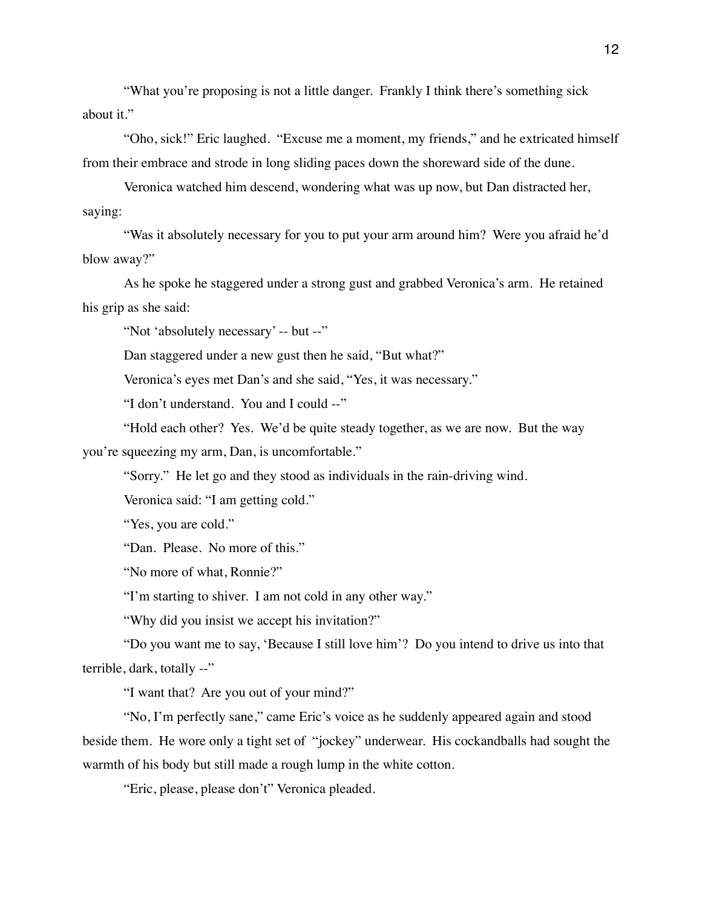"What you're proposing is not a little danger. Frankly I think there's something sick about it."

"Oho, sick!" Eric laughed. "Excuse me a moment, my friends," and he extricated himself from their embrace and strode in long sliding paces down the shoreward side of the dune.

Veronica watched him descend, wondering what was up now, but Dan distracted her, saying:

"Was it absolutely necessary for you to put your arm around him? Were you afraid he'd blow away?"

As he spoke he staggered under a strong gust and grabbed Veronica's arm. He retained his grip as she said:

"Not 'absolutely necessary' -- but --"

Dan staggered under a new gust then he said, "But what?"

Veronica's eyes met Dan's and she said, "Yes, it was necessary."

"I don't understand. You and I could --"

"Hold each other? Yes. We'd be quite steady together, as we are now. But the way you're squeezing my arm, Dan, is uncomfortable."

"Sorry." He let go and they stood as individuals in the rain-driving wind.

Veronica said: "I am getting cold."

"Yes, you are cold."

"Dan. Please. No more of this."

"No more of what, Ronnie?"

"I'm starting to shiver. I am not cold in any other way."

"Why did you insist we accept his invitation?"

"Do you want me to say, 'Because I still love him'? Do you intend to drive us into that terrible, dark, totally --"

"I want that? Are you out of your mind?"

"No, I'm perfectly sane," came Eric's voice as he suddenly appeared again and stood beside them. He wore only a tight set of "jockey" underwear. His cockandballs had sought the warmth of his body but still made a rough lump in the white cotton.

"Eric, please, please don't" Veronica pleaded.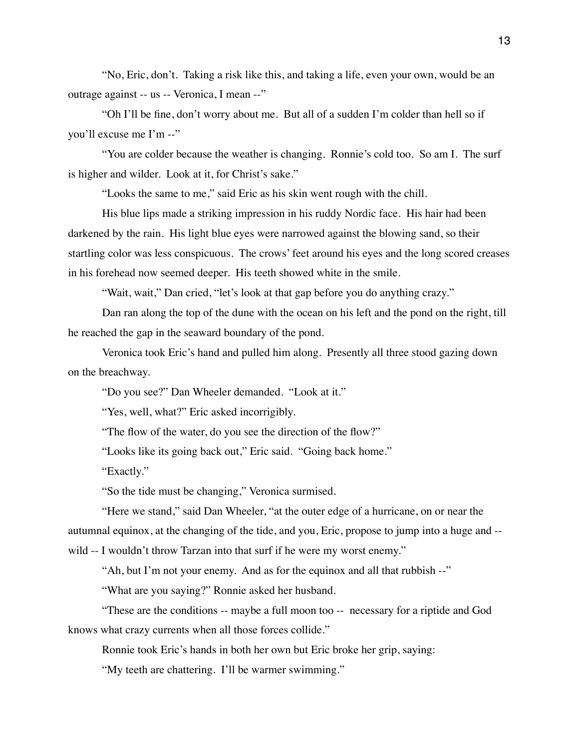"No, Eric, don't. Taking a risk like this, and taking a life, even your own, would be an outrage against -- us -- Veronica, I mean --"

"Oh I'll be fine, don't worry about me. But all of a sudden I'm colder than hell so if you'll excuse me I'm --"

"You are colder because the weather is changing. Ronnie's cold too. So am I. The surf is higher and wilder. Look at it, for Christ's sake."

"Looks the same to me," said Eric as his skin went rough with the chill.

His blue lips made a striking impression in his ruddy Nordic face. His hair had been darkened by the rain. His light blue eyes were narrowed against the blowing sand, so their startling color was less conspicuous. The crows' feet around his eyes and the long scored creases in his forehead now seemed deeper. His teeth showed white in the smile.

"Wait, wait," Dan cried, "let's look at that gap before you do anything crazy."

Dan ran along the top of the dune with the ocean on his left and the pond on the right, till he reached the gap in the seaward boundary of the pond.

Veronica took Eric's hand and pulled him along. Presently all three stood gazing down on the breachway.

"Do you see?" Dan Wheeler demanded. "Look at it."

"Yes, well, what?" Eric asked incorrigibly.

"The flow of the water, do you see the direction of the flow?"

"Looks like its going back out," Eric said. "Going back home."

"Exactly."

"So the tide must be changing," Veronica surmised.

"Here we stand," said Dan Wheeler, "at the outer edge of a hurricane, on or near the autumnal equinox, at the changing of the tide, and you, Eric, propose to jump into a huge and -- wild -- I wouldn't throw Tarzan into that surf if he were my worst enemy."

"Ah, but I'm not your enemy. And as for the equinox and all that rubbish --"

"What are you saying?" Ronnie asked her husband.

"These are the conditions -- maybe a full moon too -- necessary for a riptide and God knows what crazy currents when all those forces collide."

Ronnie took Eric's hands in both her own but Eric broke her grip, saying:

"My teeth are chattering. I'll be warmer swimming."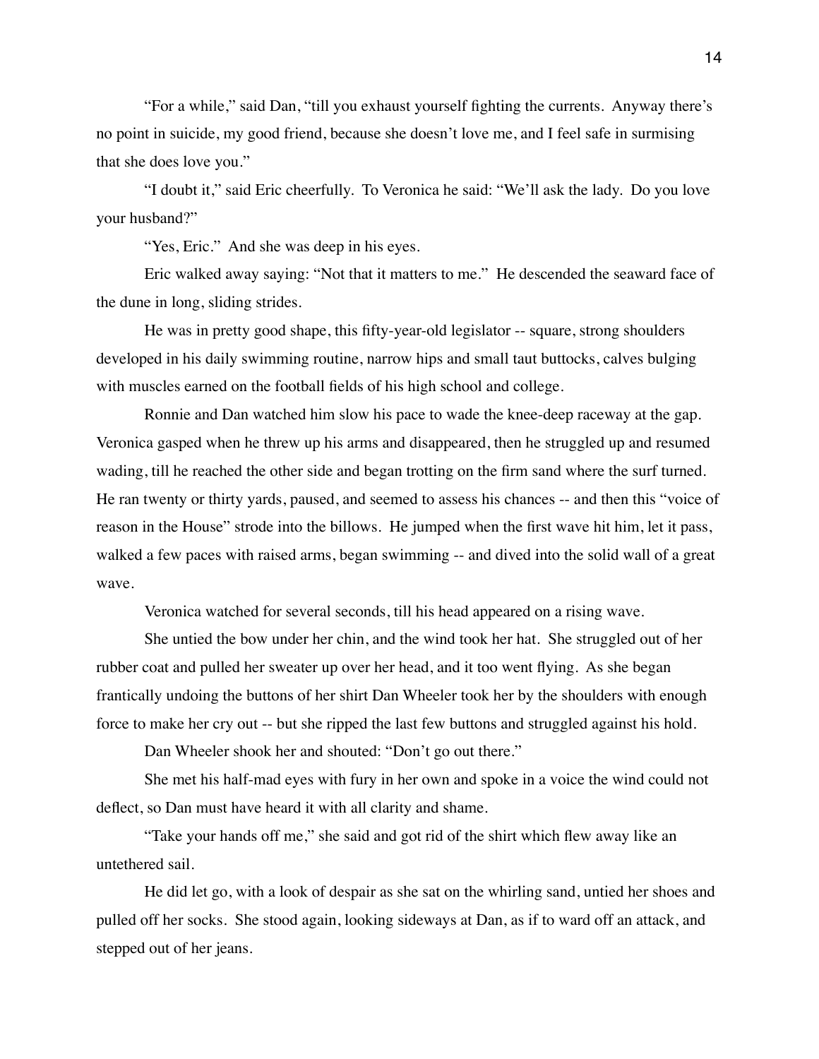"For a while," said Dan, "till you exhaust yourself fighting the currents. Anyway there's no point in suicide, my good friend, because she doesn't love me, and I feel safe in surmising that she does love you."

"I doubt it," said Eric cheerfully. To Veronica he said: "We'll ask the lady. Do you love your husband?"

"Yes, Eric." And she was deep in his eyes.

Eric walked away saying: "Not that it matters to me." He descended the seaward face of the dune in long, sliding strides.

He was in pretty good shape, this fifty-year-old legislator -- square, strong shoulders developed in his daily swimming routine, narrow hips and small taut buttocks, calves bulging with muscles earned on the football fields of his high school and college.

Ronnie and Dan watched him slow his pace to wade the knee-deep raceway at the gap. Veronica gasped when he threw up his arms and disappeared, then he struggled up and resumed wading, till he reached the other side and began trotting on the firm sand where the surf turned. He ran twenty or thirty yards, paused, and seemed to assess his chances -- and then this "voice of reason in the House" strode into the billows. He jumped when the first wave hit him, let it pass, walked a few paces with raised arms, began swimming -- and dived into the solid wall of a great wave.

Veronica watched for several seconds, till his head appeared on a rising wave.

She untied the bow under her chin, and the wind took her hat. She struggled out of her rubber coat and pulled her sweater up over her head, and it too went flying. As she began frantically undoing the buttons of her shirt Dan Wheeler took her by the shoulders with enough force to make her cry out -- but she ripped the last few buttons and struggled against his hold.

Dan Wheeler shook her and shouted: "Don't go out there."

She met his half-mad eyes with fury in her own and spoke in a voice the wind could not deflect, so Dan must have heard it with all clarity and shame.

"Take your hands off me," she said and got rid of the shirt which flew away like an untethered sail.

He did let go, with a look of despair as she sat on the whirling sand, untied her shoes and pulled off her socks. She stood again, looking sideways at Dan, as if to ward off an attack, and stepped out of her jeans.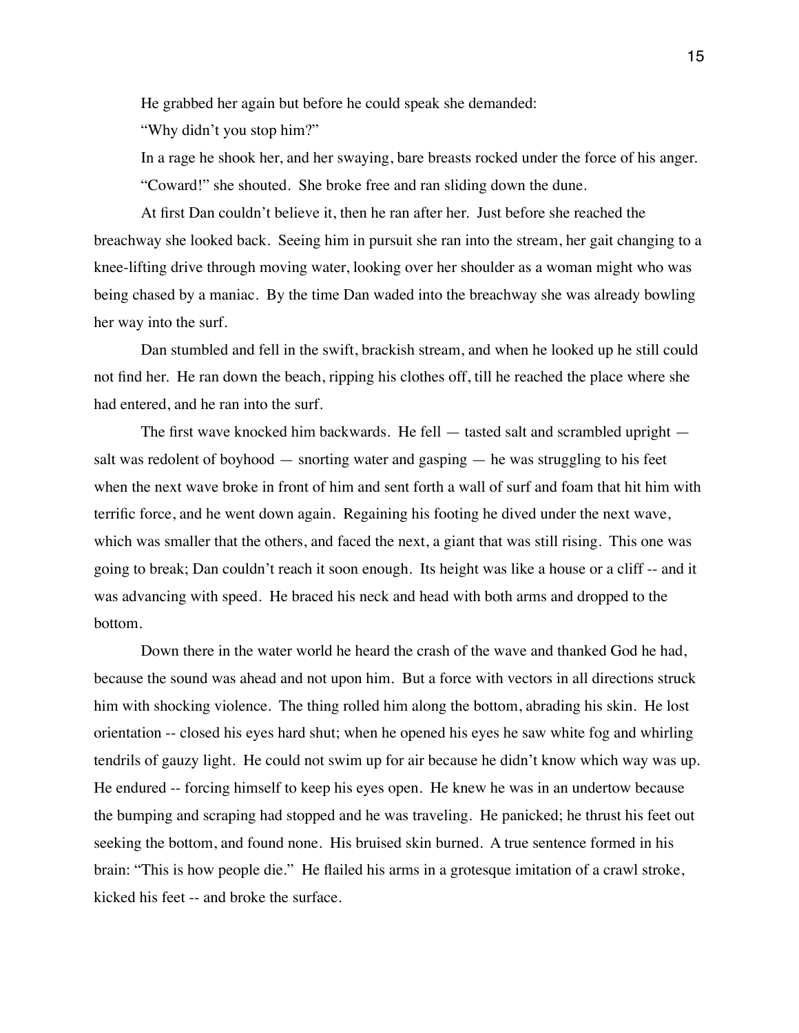He grabbed her again but before he could speak she demanded:

"Why didn't you stop him?"

In a rage he shook her, and her swaying, bare breasts rocked under the force of his anger.

"Coward!" she shouted. She broke free and ran sliding down the dune.

At first Dan couldn't believe it, then he ran after her. Just before she reached the breachway she looked back. Seeing him in pursuit she ran into the stream, her gait changing to a knee-lifting drive through moving water, looking over her shoulder as a woman might who was being chased by a maniac. By the time Dan waded into the breachway she was already bowling her way into the surf.

Dan stumbled and fell in the swift, brackish stream, and when he looked up he still could not find her. He ran down the beach, ripping his clothes off, till he reached the place where she had entered, and he ran into the surf.

The first wave knocked him backwards. He fell — tasted salt and scrambled upright — salt was redolent of boyhood — snorting water and gasping — he was struggling to his feet when the next wave broke in front of him and sent forth a wall of surf and foam that hit him with terrific force, and he went down again. Regaining his footing he dived under the next wave, which was smaller that the others, and faced the next, a giant that was still rising. This one was going to break; Dan couldn't reach it soon enough. Its height was like a house or a cliff -- and it was advancing with speed. He braced his neck and head with both arms and dropped to the bottom.

Down there in the water world he heard the crash of the wave and thanked God he had, because the sound was ahead and not upon him. But a force with vectors in all directions struck him with shocking violence. The thing rolled him along the bottom, abrading his skin. He lost orientation -- closed his eyes hard shut; when he opened his eyes he saw white fog and whirling tendrils of gauzy light. He could not swim up for air because he didn't know which way was up. He endured -- forcing himself to keep his eyes open. He knew he was in an undertow because the bumping and scraping had stopped and he was traveling. He panicked; he thrust his feet out seeking the bottom, and found none. His bruised skin burned. A true sentence formed in his brain: "This is how people die." He flailed his arms in a grotesque imitation of a crawl stroke, kicked his feet -- and broke the surface.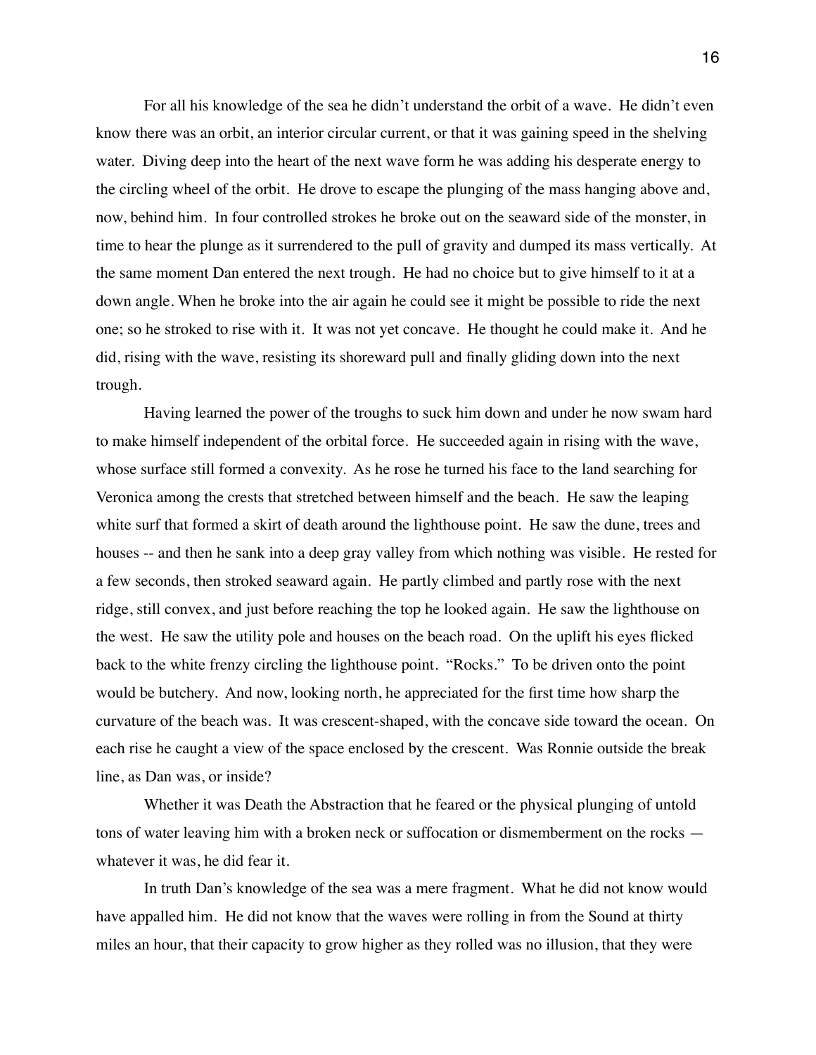For all his knowledge of the sea he didn't understand the orbit of a wave. He didn't even know there was an orbit, an interior circular current, or that it was gaining speed in the shelving water. Diving deep into the heart of the next wave form he was adding his desperate energy to the circling wheel of the orbit. He drove to escape the plunging of the mass hanging above and, now, behind him. In four controlled strokes he broke out on the seaward side of the monster, in time to hear the plunge as it surrendered to the pull of gravity and dumped its mass vertically. At the same moment Dan entered the next trough. He had no choice but to give himself to it at a down angle. When he broke into the air again he could see it might be possible to ride the next one; so he stroked to rise with it. It was not yet concave. He thought he could make it. And he did, rising with the wave, resisting its shoreward pull and finally gliding down into the next trough.

Having learned the power of the troughs to suck him down and under he now swam hard to make himself independent of the orbital force. He succeeded again in rising with the wave, whose surface still formed a convexity. As he rose he turned his face to the land searching for Veronica among the crests that stretched between himself and the beach. He saw the leaping white surf that formed a skirt of death around the lighthouse point. He saw the dune, trees and houses -- and then he sank into a deep gray valley from which nothing was visible. He rested for a few seconds, then stroked seaward again. He partly climbed and partly rose with the next ridge, still convex, and just before reaching the top he looked again. He saw the lighthouse on the west. He saw the utility pole and houses on the beach road. On the uplift his eyes flicked back to the white frenzy circling the lighthouse point. "Rocks." To be driven onto the point would be butchery. And now, looking north, he appreciated for the first time how sharp the curvature of the beach was. It was crescent-shaped, with the concave side toward the ocean. On each rise he caught a view of the space enclosed by the crescent. Was Ronnie outside the break line, as Dan was, or inside?

Whether it was Death the Abstraction that he feared or the physical plunging of untold tons of water leaving him with a broken neck or suffocation or dismemberment on the rocks — whatever it was, he did fear it.

In truth Dan's knowledge of the sea was a mere fragment. What he did not know would have appalled him. He did not know that the waves were rolling in from the Sound at thirty miles an hour, that their capacity to grow higher as they rolled was no illusion, that they were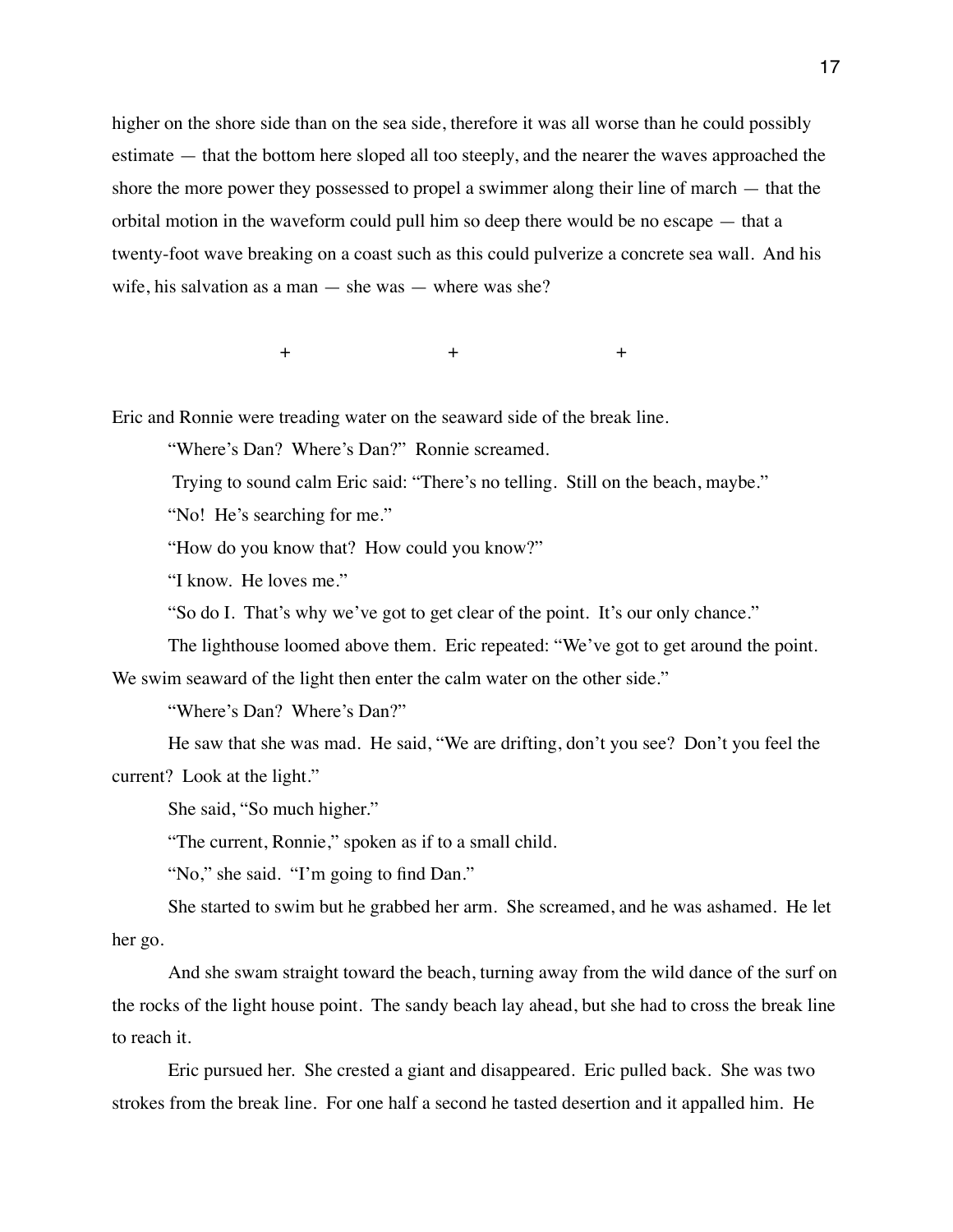higher on the shore side than on the sea side, therefore it was all worse than he could possibly estimate — that the bottom here sloped all too steeply, and the nearer the waves approached the shore the more power they possessed to propel a swimmer along their line of march — that the orbital motion in the waveform could pull him so deep there would be no escape — that a twenty-foot wave breaking on a coast such as this could pulverize a concrete sea wall. And his wife, his salvation as a man — she was — where was she?

+ + +

Eric and Ronnie were treading water on the seaward side of the break line.

"Where's Dan? Where's Dan?" Ronnie screamed.

Trying to sound calm Eric said: "There's no telling. Still on the beach, maybe."

"No! He's searching for me."

"How do you know that? How could you know?"

"I know. He loves me."

"So do I. That's why we've got to get clear of the point. It's our only chance."

The lighthouse loomed above them. Eric repeated: "We've got to get around the point. We swim seaward of the light then enter the calm water on the other side."

"Where's Dan? Where's Dan?"

He saw that she was mad. He said, "We are drifting, don't you see? Don't you feel the current? Look at the light."

She said, "So much higher."

"The current, Ronnie," spoken as if to a small child.

"No," she said. "I'm going to find Dan."

She started to swim but he grabbed her arm. She screamed, and he was ashamed. He let her go.

And she swam straight toward the beach, turning away from the wild dance of the surf on the rocks of the light house point. The sandy beach lay ahead, but she had to cross the break line to reach it.

Eric pursued her. She crested a giant and disappeared. Eric pulled back. She was two strokes from the break line. For one half a second he tasted desertion and it appalled him. He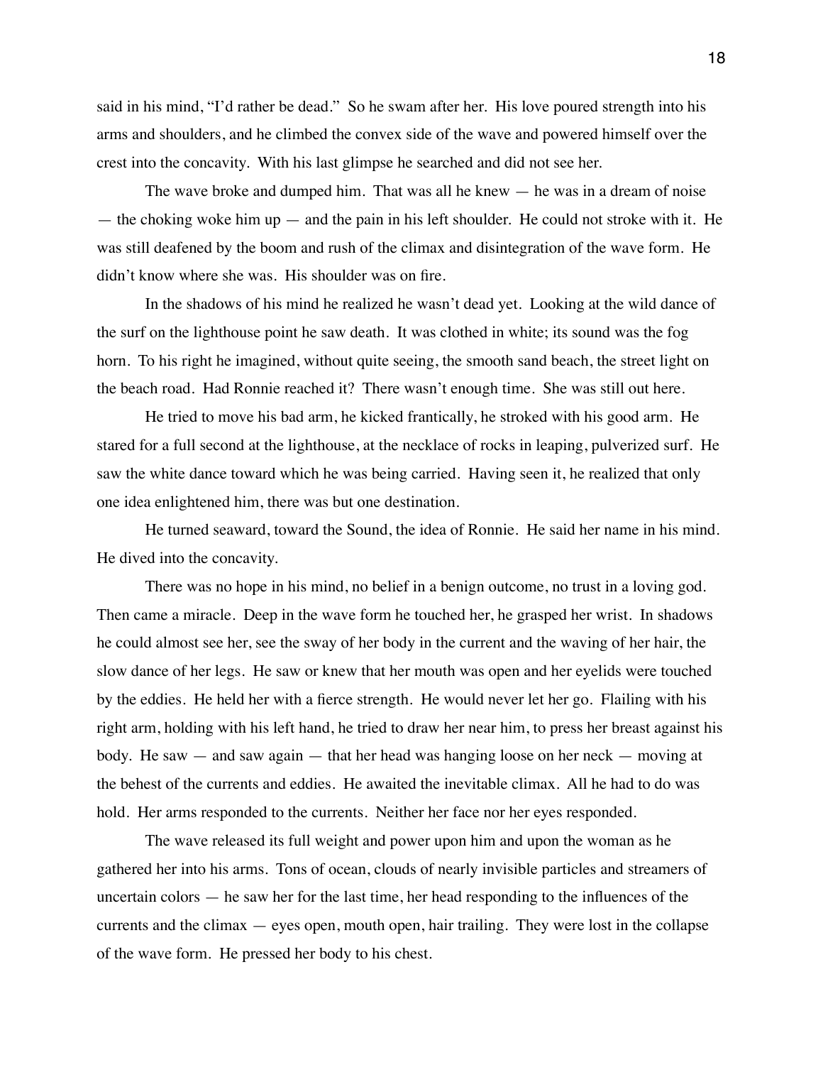said in his mind, "I'd rather be dead." So he swam after her. His love poured strength into his arms and shoulders, and he climbed the convex side of the wave and powered himself over the crest into the concavity. With his last glimpse he searched and did not see her.

The wave broke and dumped him. That was all he knew — he was in a dream of noise — the choking woke him up — and the pain in his left shoulder. He could not stroke with it. He was still deafened by the boom and rush of the climax and disintegration of the wave form. He didn't know where she was. His shoulder was on fire.

In the shadows of his mind he realized he wasn't dead yet. Looking at the wild dance of the surf on the lighthouse point he saw death. It was clothed in white; its sound was the fog horn. To his right he imagined, without quite seeing, the smooth sand beach, the street light on the beach road. Had Ronnie reached it? There wasn't enough time. She was still out here.

He tried to move his bad arm, he kicked frantically, he stroked with his good arm. He stared for a full second at the lighthouse, at the necklace of rocks in leaping, pulverized surf. He saw the white dance toward which he was being carried. Having seen it, he realized that only one idea enlightened him, there was but one destination.

He turned seaward, toward the Sound, the idea of Ronnie. He said her name in his mind. He dived into the concavity.

There was no hope in his mind, no belief in a benign outcome, no trust in a loving god. Then came a miracle. Deep in the wave form he touched her, he grasped her wrist. In shadows he could almost see her, see the sway of her body in the current and the waving of her hair, the slow dance of her legs. He saw or knew that her mouth was open and her eyelids were touched by the eddies. He held her with a fierce strength. He would never let her go. Flailing with his right arm, holding with his left hand, he tried to draw her near him, to press her breast against his body. He saw — and saw again — that her head was hanging loose on her neck — moving at the behest of the currents and eddies. He awaited the inevitable climax. All he had to do was hold. Her arms responded to the currents. Neither her face nor her eyes responded.

The wave released its full weight and power upon him and upon the woman as he gathered her into his arms. Tons of ocean, clouds of nearly invisible particles and streamers of uncertain colors — he saw her for the last time, her head responding to the influences of the currents and the climax — eyes open, mouth open, hair trailing. They were lost in the collapse of the wave form. He pressed her body to his chest.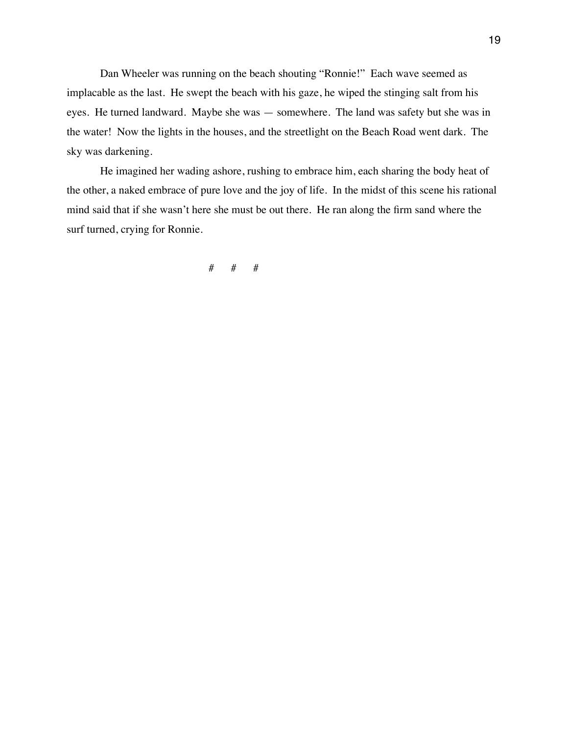Dan Wheeler was running on the beach shouting "Ronnie!" Each wave seemed as implacable as the last. He swept the beach with his gaze, he wiped the stinging salt from his eyes. He turned landward. Maybe she was — somewhere. The land was safety but she was in the water! Now the lights in the houses, and the streetlight on the Beach Road went dark. The sky was darkening.

He imagined her wading ashore, rushing to embrace him, each sharing the body heat of the other, a naked embrace of pure love and the joy of life. In the midst of this scene his rational mind said that if she wasn't here she must be out there. He ran along the firm sand where the surf turned, crying for Ronnie.

# # #